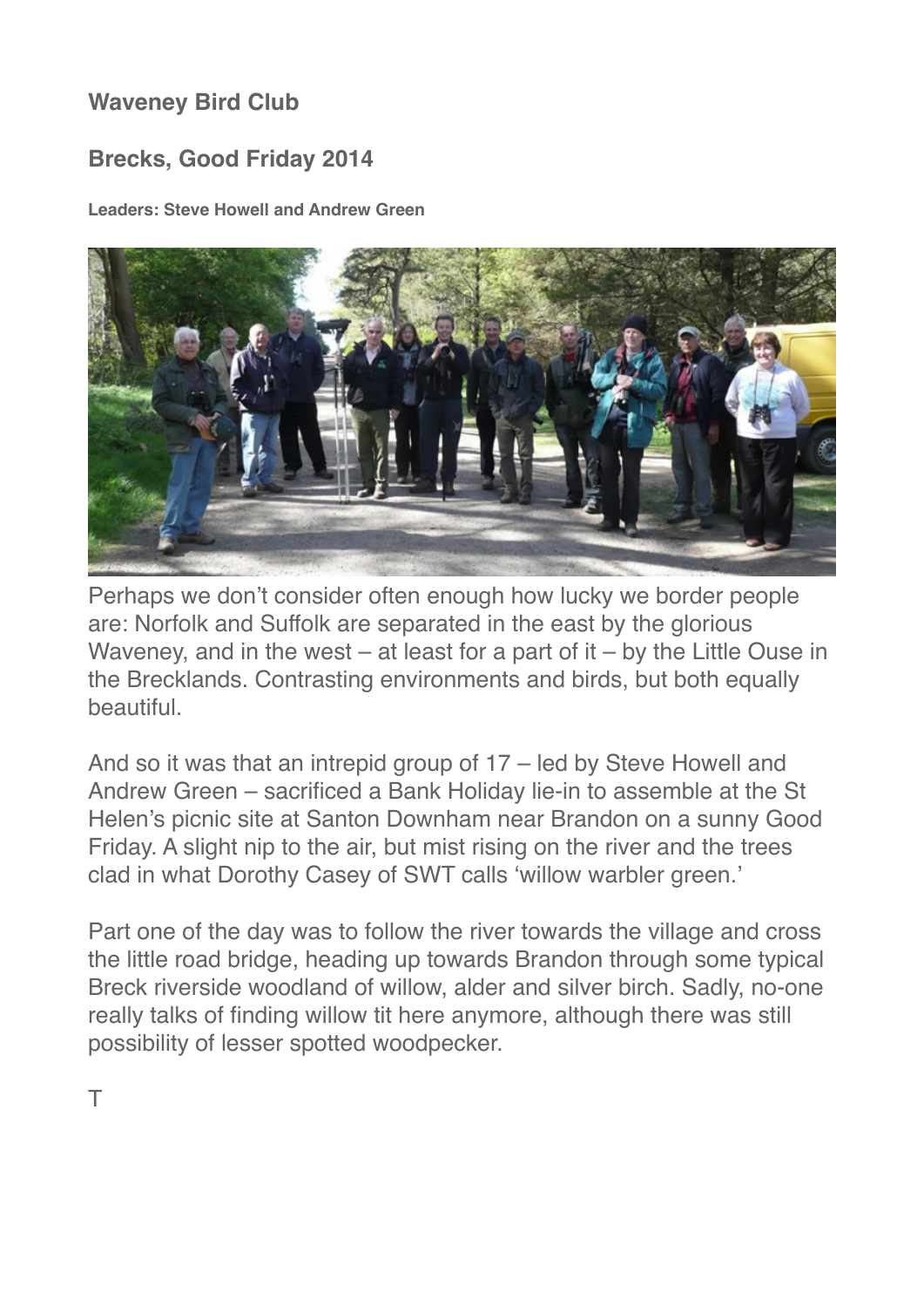**Waveney Bird Club**

**Brecks, Good Friday 2014**

**Leaders: Steve Howell and Andrew Green**

Perhaps we don't consider often enough how lucky we border people are: Norfolk and Suffolk are separated in the east by the glorious Waveney, and in the west – at least for a part of it – by the Little Ouse in the Brecklands. Contrasting environments and birds, but both equally beautiful.

And so it was that an intrepid group of 17 – led by Steve Howell and Andrew Green – sacrificed a Bank Holiday lie-in to assemble at the St Helen's picnic site at Santon Downham near Brandon on a sunny Good Friday. A slight nip to the air, but mist rising on the river and the trees clad in what Dorothy Casey of SWT calls 'willow warbler green.'

Part one of the day was to follow the river towards the village and cross the little road bridge, heading up towards Brandon through some typical Breck riverside woodland of willow, alder and silver birch. Sadly, no-one really talks of finding willow tit here anymore, although there was still possibility of lesser spotted woodpecker.

T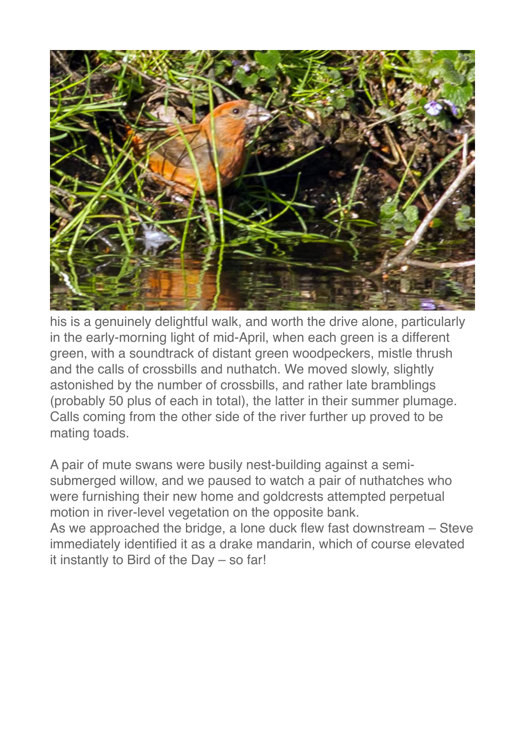his is a genuinely delightful walk, and worth the drive alone, particularly in the early-morning light of mid-April, when each green is a different green, with a soundtrack of distant green woodpeckers, mistle thrush and the calls of crossbills and nuthatch. We moved slowly, slightly astonished by the number of crossbills, and rather late bramblings (probably 50 plus of each in total), the latter in their summer plumage. Calls coming from the other side of the river further up proved to be mating toads.

A pair of mute swans were busily nest-building against a semi-submerged willow, and we paused to watch a pair of nuthatches who were furnishing their new home and goldcrests attempted perpetual motion in river-level vegetation on the opposite bank.
As we approached the bridge, a lone duck flew fast downstream – Steve immediately identified it as a drake mandarin, which of course elevated it instantly to Bird of the Day – so far!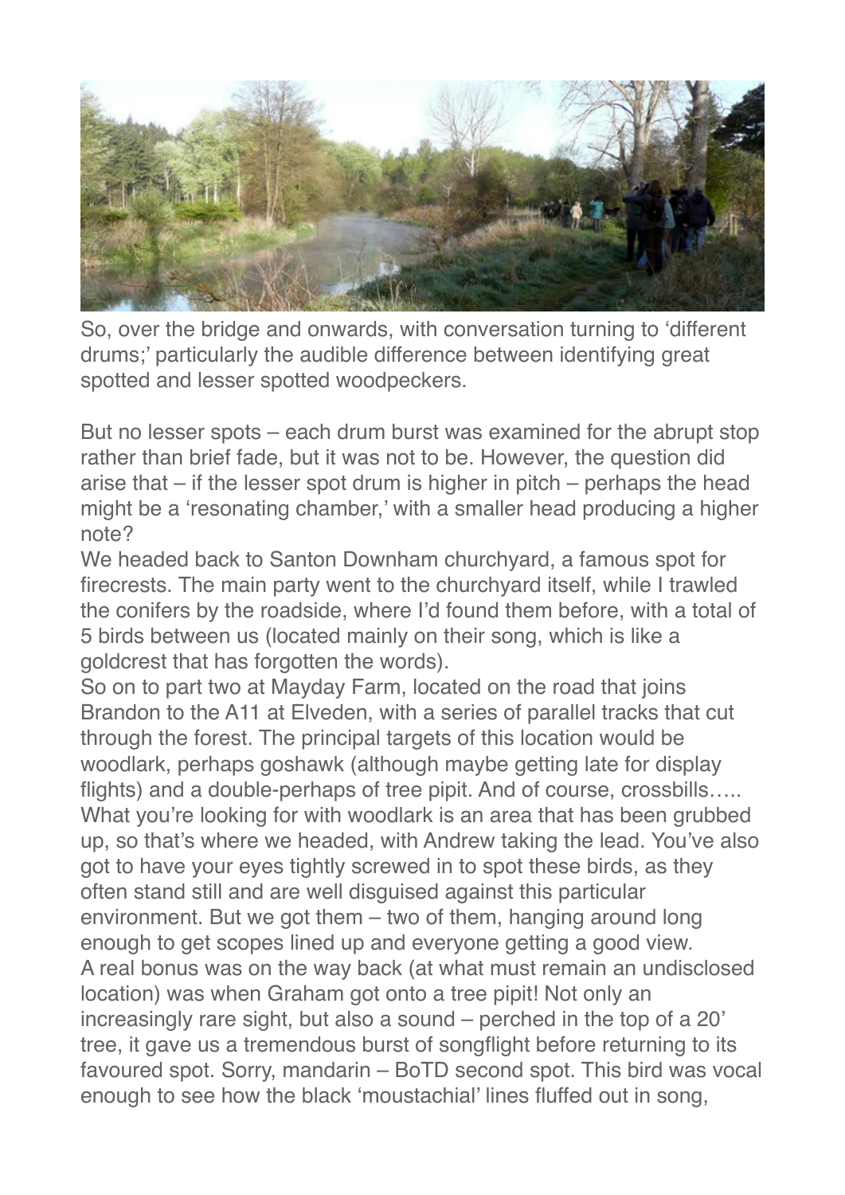So, over the bridge and onwards, with conversation turning to 'different drums;' particularly the audible difference between identifying great spotted and lesser spotted woodpeckers.

But no lesser spots – each drum burst was examined for the abrupt stop rather than brief fade, but it was not to be. However, the question did arise that – if the lesser spot drum is higher in pitch – perhaps the head might be a 'resonating chamber,' with a smaller head producing a higher note?

We headed back to Santon Downham churchyard, a famous spot for firecrests. The main party went to the churchyard itself, while I trawled the conifers by the roadside, where I'd found them before, with a total of 5 birds between us (located mainly on their song, which is like a goldcrest that has forgotten the words).

So on to part two at Mayday Farm, located on the road that joins Brandon to the A11 at Elveden, with a series of parallel tracks that cut through the forest. The principal targets of this location would be woodlark, perhaps goshawk (although maybe getting late for display flights) and a double-perhaps of tree pipit. And of course, crossbills…..

What you're looking for with woodlark is an area that has been grubbed up, so that's where we headed, with Andrew taking the lead. You've also got to have your eyes tightly screwed in to spot these birds, as they often stand still and are well disguised against this particular environment. But we got them – two of them, hanging around long enough to get scopes lined up and everyone getting a good view.

A real bonus was on the way back (at what must remain an undisclosed location) was when Graham got onto a tree pipit! Not only an increasingly rare sight, but also a sound – perched in the top of a 20' tree, it gave us a tremendous burst of songflight before returning to its favoured spot. Sorry, mandarin – BoTD second spot. This bird was vocal enough to see how the black 'moustachial' lines fluffed out in song,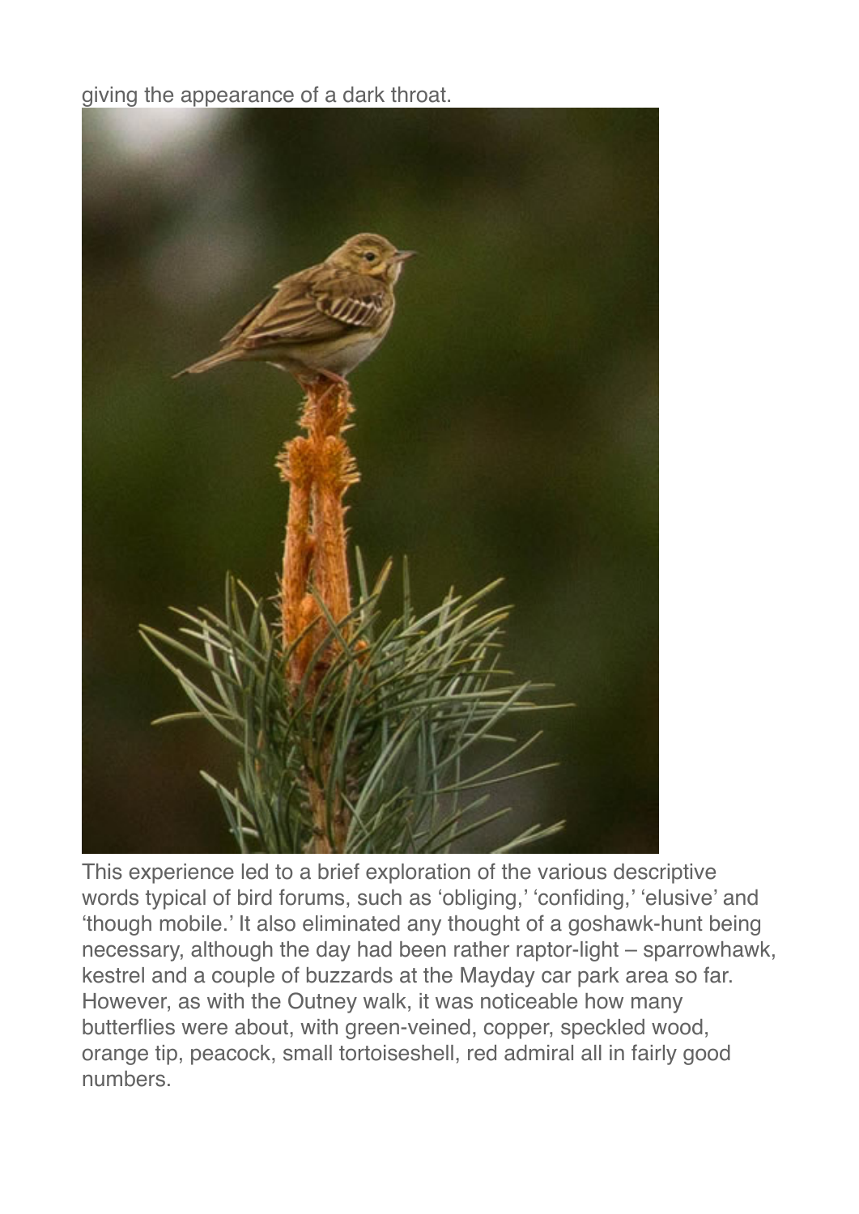giving the appearance of a dark throat.

This experience led to a brief exploration of the various descriptive words typical of bird forums, such as 'obliging,' 'confiding,' 'elusive' and 'though mobile.' It also eliminated any thought of a goshawk-hunt being necessary, although the day had been rather raptor-light – sparrowhawk, kestrel and a couple of buzzards at the Mayday car park area so far. However, as with the Outney walk, it was noticeable how many butterflies were about, with green-veined, copper, speckled wood, orange tip, peacock, small tortoiseshell, red admiral all in fairly good numbers.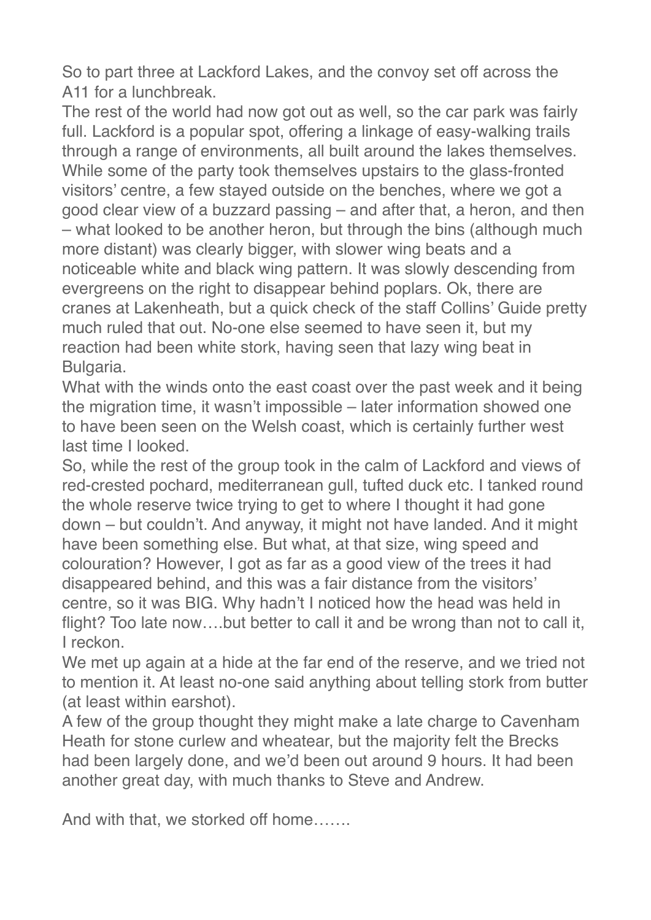So to part three at Lackford Lakes, and the convoy set off across the A11 for a lunchbreak.

The rest of the world had now got out as well, so the car park was fairly full. Lackford is a popular spot, offering a linkage of easy-walking trails through a range of environments, all built around the lakes themselves. While some of the party took themselves upstairs to the glass-fronted visitors' centre, a few stayed outside on the benches, where we got a good clear view of a buzzard passing – and after that, a heron, and then – what looked to be another heron, but through the bins (although much more distant) was clearly bigger, with slower wing beats and a noticeable white and black wing pattern. It was slowly descending from evergreens on the right to disappear behind poplars. Ok, there are cranes at Lakenheath, but a quick check of the staff Collins' Guide pretty much ruled that out. No-one else seemed to have seen it, but my reaction had been white stork, having seen that lazy wing beat in Bulgaria.

What with the winds onto the east coast over the past week and it being the migration time, it wasn't impossible – later information showed one to have been seen on the Welsh coast, which is certainly further west last time I looked.

So, while the rest of the group took in the calm of Lackford and views of red-crested pochard, mediterranean gull, tufted duck etc. I tanked round the whole reserve twice trying to get to where I thought it had gone down – but couldn't. And anyway, it might not have landed. And it might have been something else. But what, at that size, wing speed and colouration? However, I got as far as a good view of the trees it had disappeared behind, and this was a fair distance from the visitors' centre, so it was BIG. Why hadn't I noticed how the head was held in flight? Too late now….but better to call it and be wrong than not to call it, I reckon.

We met up again at a hide at the far end of the reserve, and we tried not to mention it. At least no-one said anything about telling stork from butter (at least within earshot).

A few of the group thought they might make a late charge to Cavenham Heath for stone curlew and wheatear, but the majority felt the Brecks had been largely done, and we'd been out around 9 hours. It had been another great day, with much thanks to Steve and Andrew.

And with that, we storked off home…….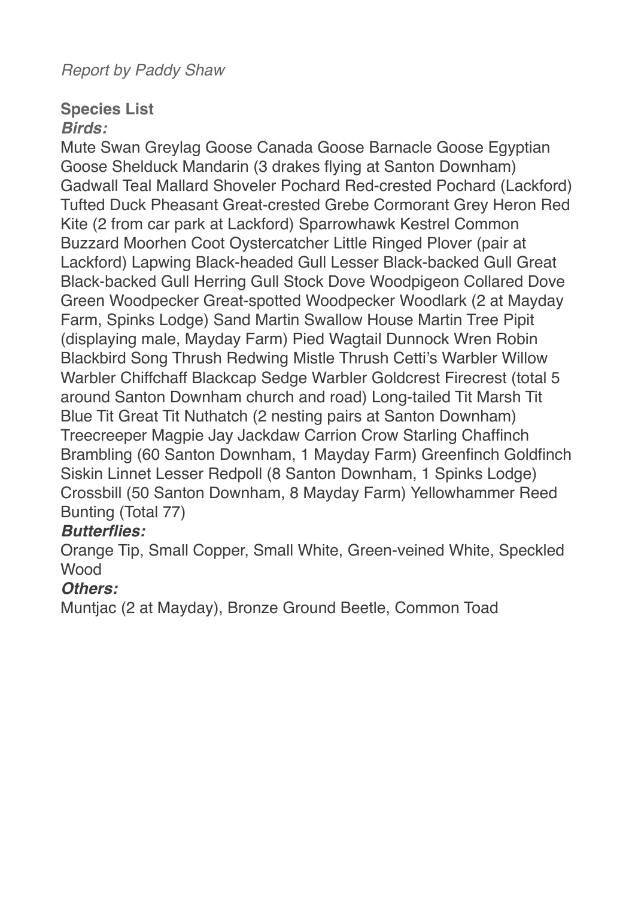*Report by Paddy Shaw*

**Species List**

***Birds:***

Mute Swan Greylag Goose Canada Goose Barnacle Goose Egyptian Goose Shelduck Mandarin (3 drakes flying at Santon Downham) Gadwall Teal Mallard Shoveler Pochard Red-crested Pochard (Lackford) Tufted Duck Pheasant Great-crested Grebe Cormorant Grey Heron Red Kite (2 from car park at Lackford) Sparrowhawk Kestrel Common Buzzard Moorhen Coot Oystercatcher Little Ringed Plover (pair at Lackford) Lapwing Black-headed Gull Lesser Black-backed Gull Great Black-backed Gull Herring Gull Stock Dove Woodpigeon Collared Dove Green Woodpecker Great-spotted Woodpecker Woodlark (2 at Mayday Farm, Spinks Lodge) Sand Martin Swallow House Martin Tree Pipit (displaying male, Mayday Farm) Pied Wagtail Dunnock Wren Robin Blackbird Song Thrush Redwing Mistle Thrush Cetti's Warbler Willow Warbler Chiffchaff Blackcap Sedge Warbler Goldcrest Firecrest (total 5 around Santon Downham church and road) Long-tailed Tit Marsh Tit Blue Tit Great Tit Nuthatch (2 nesting pairs at Santon Downham) Treecreeper Magpie Jay Jackdaw Carrion Crow Starling Chaffinch Brambling (60 Santon Downham, 1 Mayday Farm) Greenfinch Goldfinch Siskin Linnet Lesser Redpoll (8 Santon Downham, 1 Spinks Lodge) Crossbill (50 Santon Downham, 8 Mayday Farm) Yellowhammer Reed Bunting (Total 77)

***Butterflies:***

Orange Tip, Small Copper, Small White, Green-veined White, Speckled Wood

***Others:***

Muntjac (2 at Mayday), Bronze Ground Beetle, Common Toad